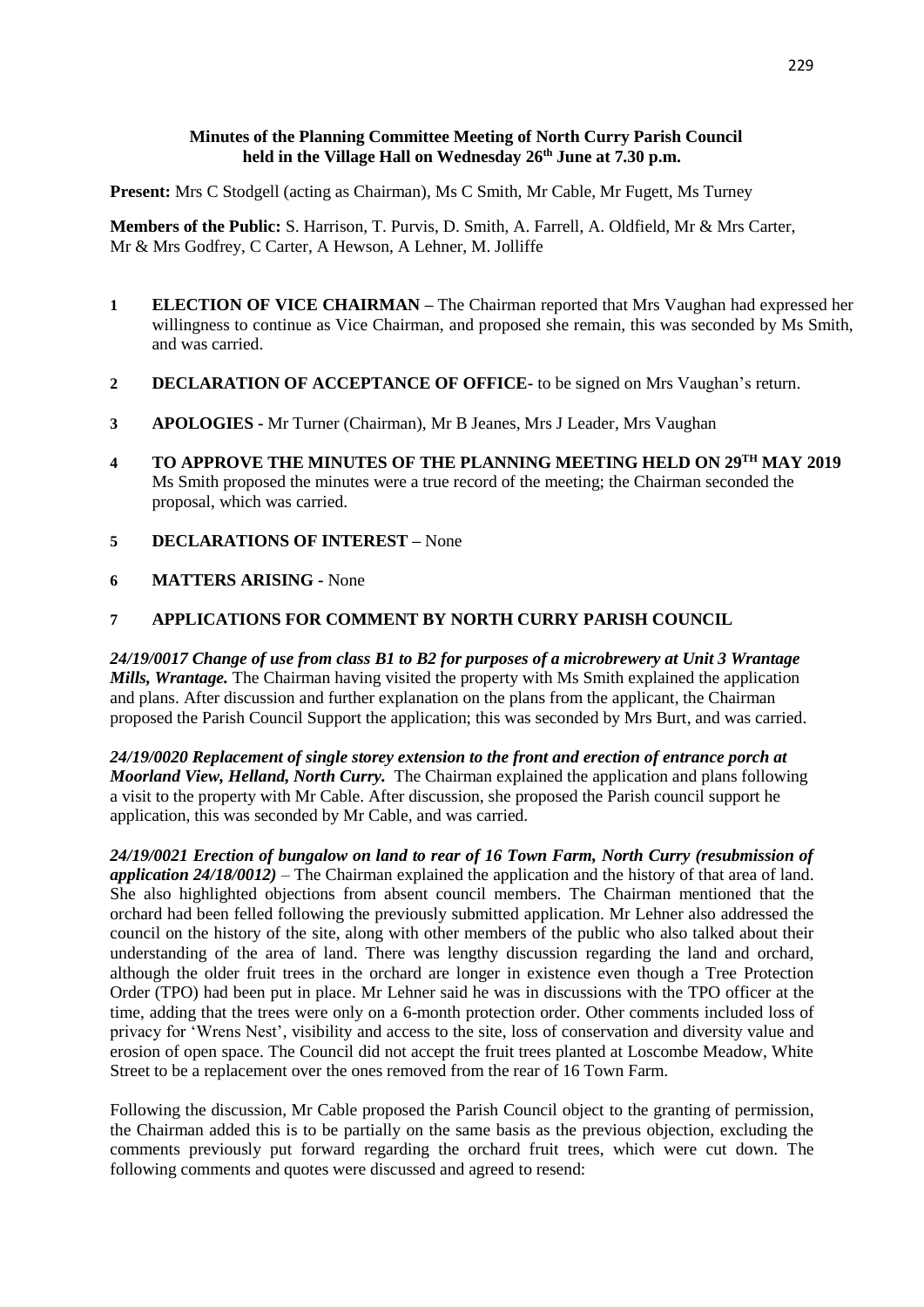**Minutes of the Planning Committee Meeting of North Curry Parish Council held in the Village Hall on Wednesday 26th June at 7.30 p.m.**

**Present:** Mrs C Stodgell (acting as Chairman), Ms C Smith, Mr Cable, Mr Fugett, Ms Turney

**Members of the Public:** S. Harrison, T. Purvis, D. Smith, A. Farrell, A. Oldfield, Mr & Mrs Carter, Mr & Mrs Godfrey, C Carter, A Hewson, A Lehner, M. Jolliffe

1. **ELECTION OF VICE CHAIRMAN –** The Chairman reported that Mrs Vaughan had expressed her willingness to continue as Vice Chairman, and proposed she remain, this was seconded by Ms Smith, and was carried.

2. **DECLARATION OF ACCEPTANCE OF OFFICE-** to be signed on Mrs Vaughan's return.

3. **APOLOGIES -** Mr Turner (Chairman), Mr B Jeanes, Mrs J Leader, Mrs Vaughan

4. **TO APPROVE THE MINUTES OF THE PLANNING MEETING HELD ON 29TH MAY 2019** Ms Smith proposed the minutes were a true record of the meeting; the Chairman seconded the proposal, which was carried.

5. **DECLARATIONS OF INTEREST –** None

6. **MATTERS ARISING -** None

7. **APPLICATIONS FOR COMMENT BY NORTH CURRY PARISH COUNCIL**

***24/19/0017 Change of use from class B1 to B2 for purposes of a microbrewery at Unit 3 Wrantage Mills, Wrantage.*** The Chairman having visited the property with Ms Smith explained the application and plans. After discussion and further explanation on the plans from the applicant, the Chairman proposed the Parish Council Support the application; this was seconded by Mrs Burt, and was carried.

***24/19/0020 Replacement of single storey extension to the front and erection of entrance porch at Moorland View, Helland, North Curry.*** The Chairman explained the application and plans following a visit to the property with Mr Cable. After discussion, she proposed the Parish council support he application, this was seconded by Mr Cable, and was carried.

***24/19/0021 Erection of bungalow on land to rear of 16 Town Farm, North Curry (resubmission of application 24/18/0012)*** – The Chairman explained the application and the history of that area of land. She also highlighted objections from absent council members. The Chairman mentioned that the orchard had been felled following the previously submitted application. Mr Lehner also addressed the council on the history of the site, along with other members of the public who also talked about their understanding of the area of land. There was lengthy discussion regarding the land and orchard, although the older fruit trees in the orchard are longer in existence even though a Tree Protection Order (TPO) had been put in place. Mr Lehner said he was in discussions with the TPO officer at the time, adding that the trees were only on a 6-month protection order. Other comments included loss of privacy for 'Wrens Nest', visibility and access to the site, loss of conservation and diversity value and erosion of open space. The Council did not accept the fruit trees planted at Loscombe Meadow, White Street to be a replacement over the ones removed from the rear of 16 Town Farm.

Following the discussion, Mr Cable proposed the Parish Council object to the granting of permission, the Chairman added this is to be partially on the same basis as the previous objection, excluding the comments previously put forward regarding the orchard fruit trees, which were cut down. The following comments and quotes were discussed and agreed to resend: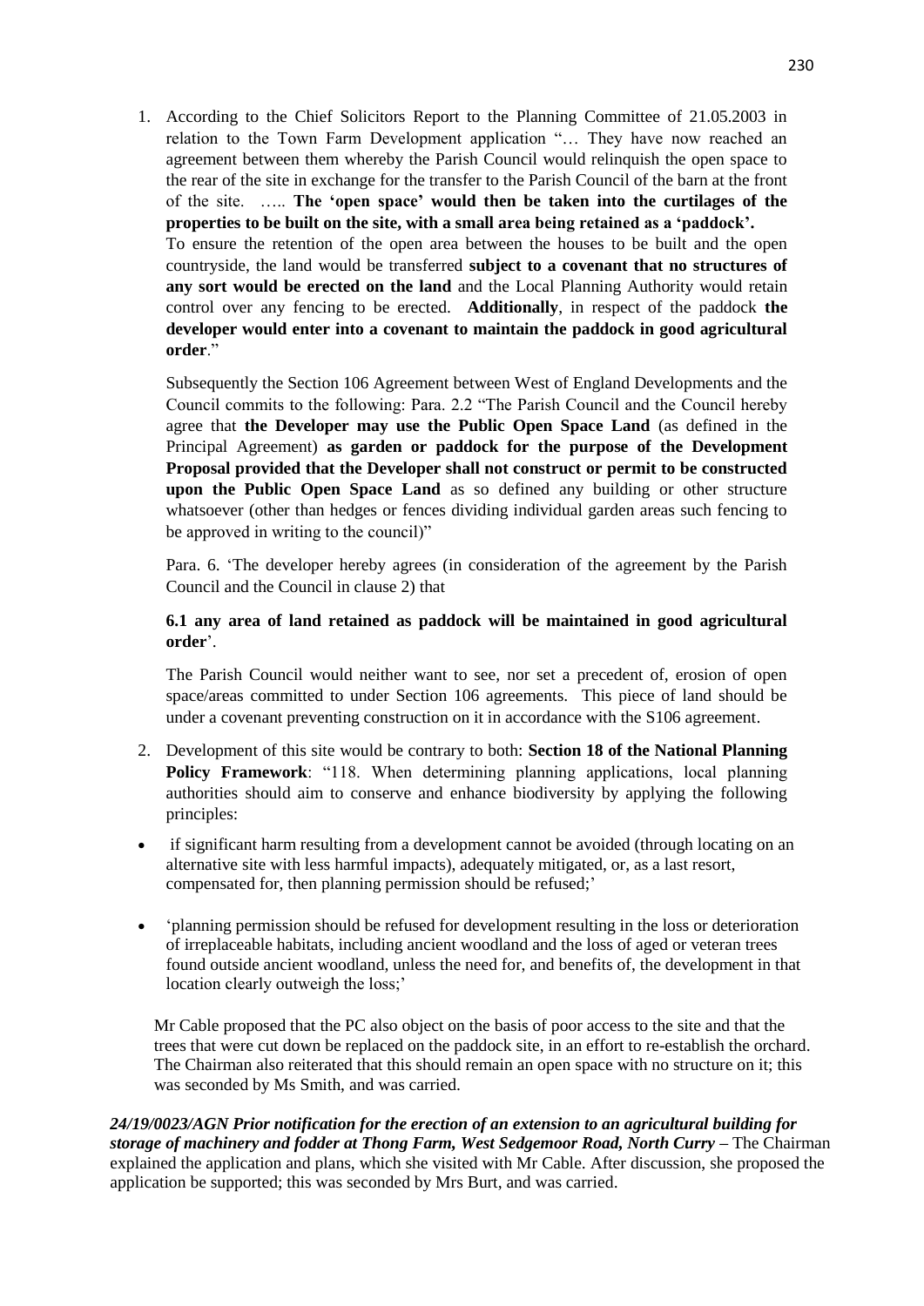1. According to the Chief Solicitors Report to the Planning Committee of 21.05.2003 in relation to the Town Farm Development application "… They have now reached an agreement between them whereby the Parish Council would relinquish the open space to the rear of the site in exchange for the transfer to the Parish Council of the barn at the front of the site. ….. **The 'open space' would then be taken into the curtilages of the properties to be built on the site, with a small area being retained as a 'paddock'.**

   To ensure the retention of the open area between the houses to be built and the open countryside, the land would be transferred **subject to a covenant that no structures of any sort would be erected on the land** and the Local Planning Authority would retain control over any fencing to be erected. **Additionally**, in respect of the paddock **the developer would enter into a covenant to maintain the paddock in good agricultural order**."

   Subsequently the Section 106 Agreement between West of England Developments and the Council commits to the following: Para. 2.2 "The Parish Council and the Council hereby agree that **the Developer may use the Public Open Space Land** (as defined in the Principal Agreement) **as garden or paddock for the purpose of the Development Proposal provided that the Developer shall not construct or permit to be constructed upon the Public Open Space Land** as so defined any building or other structure whatsoever (other than hedges or fences dividing individual garden areas such fencing to be approved in writing to the council)"

   Para. 6. 'The developer hereby agrees (in consideration of the agreement by the Parish Council and the Council in clause 2) that

   **6.1 any area of land retained as paddock will be maintained in good agricultural order**'.

   The Parish Council would neither want to see, nor set a precedent of, erosion of open space/areas committed to under Section 106 agreements. This piece of land should be under a covenant preventing construction on it in accordance with the S106 agreement.

2. Development of this site would be contrary to both: **Section 18 of the National Planning Policy Framework**: "118. When determining planning applications, local planning authorities should aim to conserve and enhance biodiversity by applying the following principles:

- if significant harm resulting from a development cannot be avoided (through locating on an alternative site with less harmful impacts), adequately mitigated, or, as a last resort, compensated for, then planning permission should be refused;'
- 'planning permission should be refused for development resulting in the loss or deterioration of irreplaceable habitats, including ancient woodland and the loss of aged or veteran trees found outside ancient woodland, unless the need for, and benefits of, the development in that location clearly outweigh the loss;'

Mr Cable proposed that the PC also object on the basis of poor access to the site and that the trees that were cut down be replaced on the paddock site, in an effort to re-establish the orchard. The Chairman also reiterated that this should remain an open space with no structure on it; this was seconded by Ms Smith, and was carried.

***24/19/0023/AGN Prior notification for the erection of an extension to an agricultural building for storage of machinery and fodder at Thong Farm, West Sedgemoor Road, North Curry –*** The Chairman explained the application and plans, which she visited with Mr Cable. After discussion, she proposed the application be supported; this was seconded by Mrs Burt, and was carried.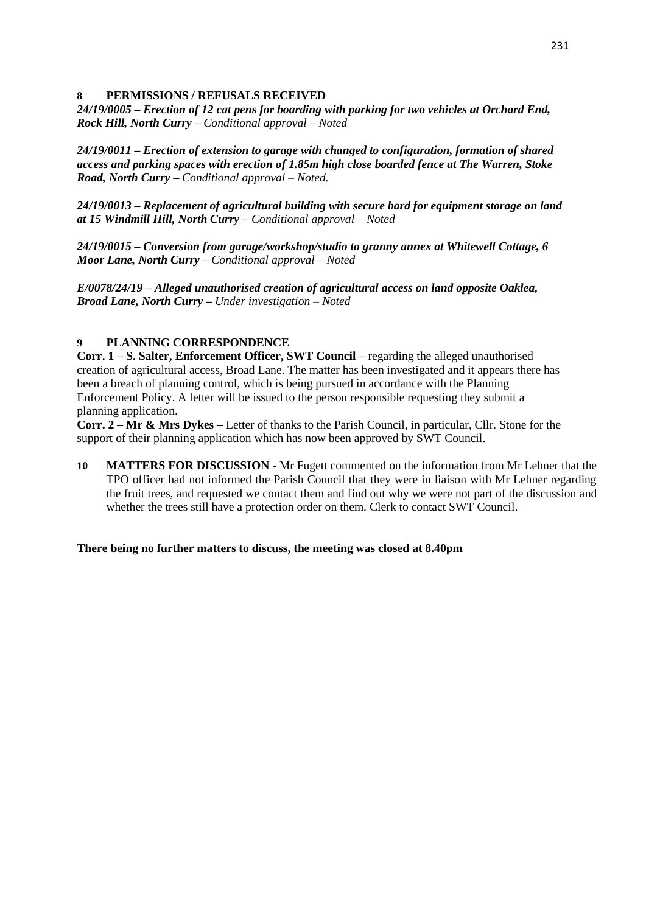## 8 PERMISSIONS / REFUSALS RECEIVED

***24/19/0005 – Erection of 12 cat pens for boarding with parking for two vehicles at Orchard End, Rock Hill, North Curry –*** *Conditional approval – Noted*

***24/19/0011 – Erection of extension to garage with changed to configuration, formation of shared access and parking spaces with erection of 1.85m high close boarded fence at The Warren, Stoke Road, North Curry –*** *Conditional approval – Noted.*

***24/19/0013 – Replacement of agricultural building with secure bard for equipment storage on land at 15 Windmill Hill, North Curry –*** *Conditional approval – Noted*

***24/19/0015 – Conversion from garage/workshop/studio to granny annex at Whitewell Cottage, 6 Moor Lane, North Curry –*** *Conditional approval – Noted*

***E/0078/24/19 – Alleged unauthorised creation of agricultural access on land opposite Oaklea, Broad Lane, North Curry –*** *Under investigation – Noted*

## 9 PLANNING CORRESPONDENCE

**Corr. 1 – S. Salter, Enforcement Officer, SWT Council –** regarding the alleged unauthorised creation of agricultural access, Broad Lane. The matter has been investigated and it appears there has been a breach of planning control, which is being pursued in accordance with the Planning Enforcement Policy. A letter will be issued to the person responsible requesting they submit a planning application.

**Corr. 2 – Mr & Mrs Dykes –** Letter of thanks to the Parish Council, in particular, Cllr. Stone for the support of their planning application which has now been approved by SWT Council.

**10 MATTERS FOR DISCUSSION -** Mr Fugett commented on the information from Mr Lehner that the TPO officer had not informed the Parish Council that they were in liaison with Mr Lehner regarding the fruit trees, and requested we contact them and find out why we were not part of the discussion and whether the trees still have a protection order on them. Clerk to contact SWT Council.

**There being no further matters to discuss, the meeting was closed at 8.40pm**